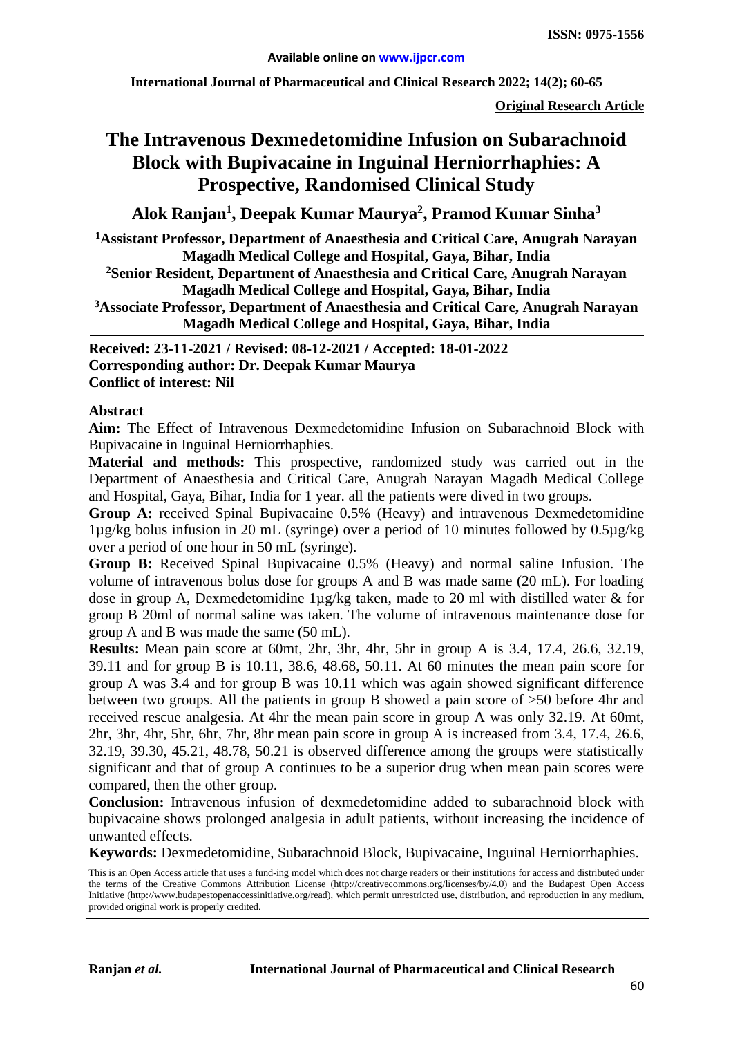**Original Research Article**

# The Intravenous Dexmedetomidine Infusion on Subarachnoid Block with Bupivacaine in Inguinal Herniorrhaphies: A Prospective, Randomised Clinical Study

**Alok Ranjan[1], Deepak Kumar Maurya[2], Pramod Kumar Sinha[3]**

**[1]Assistant Professor, Department of Anaesthesia and Critical Care, Anugrah Narayan Magadh Medical College and Hospital, Gaya, Bihar, India**
**[2]Senior Resident, Department of Anaesthesia and Critical Care, Anugrah Narayan Magadh Medical College and Hospital, Gaya, Bihar, India**
**[3]Associate Professor, Department of Anaesthesia and Critical Care, Anugrah Narayan Magadh Medical College and Hospital, Gaya, Bihar, India**

**Received: 23-11-2021 / Revised: 08-12-2021 / Accepted: 18-01-2022**
**Corresponding author: Dr. Deepak Kumar Maurya**
**Conflict of interest: Nil**

## Abstract

**Aim:** The Effect of Intravenous Dexmedetomidine Infusion on Subarachnoid Block with Bupivacaine in Inguinal Herniorrhaphies.

**Material and methods:** This prospective, randomized study was carried out in the Department of Anaesthesia and Critical Care, Anugrah Narayan Magadh Medical College and Hospital, Gaya, Bihar, India for 1 year. all the patients were dived in two groups.

**Group A:** received Spinal Bupivacaine 0.5% (Heavy) and intravenous Dexmedetomidine 1µg/kg bolus infusion in 20 mL (syringe) over a period of 10 minutes followed by 0.5µg/kg over a period of one hour in 50 mL (syringe).

**Group B:** Received Spinal Bupivacaine 0.5% (Heavy) and normal saline Infusion. The volume of intravenous bolus dose for groups A and B was made same (20 mL). For loading dose in group A, Dexmedetomidine 1µg/kg taken, made to 20 ml with distilled water & for group B 20ml of normal saline was taken. The volume of intravenous maintenance dose for group A and B was made the same (50 mL).

**Results:** Mean pain score at 60mt, 2hr, 3hr, 4hr, 5hr in group A is 3.4, 17.4, 26.6, 32.19, 39.11 and for group B is 10.11, 38.6, 48.68, 50.11. At 60 minutes the mean pain score for group A was 3.4 and for group B was 10.11 which was again showed significant difference between two groups. All the patients in group B showed a pain score of >50 before 4hr and received rescue analgesia. At 4hr the mean pain score in group A was only 32.19. At 60mt, 2hr, 3hr, 4hr, 5hr, 6hr, 7hr, 8hr mean pain score in group A is increased from 3.4, 17.4, 26.6, 32.19, 39.30, 45.21, 48.78, 50.21 is observed difference among the groups were statistically significant and that of group A continues to be a superior drug when mean pain scores were compared, then the other group.

**Conclusion:** Intravenous infusion of dexmedetomidine added to subarachnoid block with bupivacaine shows prolonged analgesia in adult patients, without increasing the incidence of unwanted effects.

**Keywords:** Dexmedetomidine, Subarachnoid Block, Bupivacaine, Inguinal Herniorrhaphies.

This is an Open Access article that uses a fund-ing model which does not charge readers or their institutions for access and distributed under the terms of the Creative Commons Attribution License (http://creativecommons.org/licenses/by/4.0) and the Budapest Open Access Initiative (http://www.budapestopenaccessinitiative.org/read), which permit unrestricted use, distribution, and reproduction in any medium, provided original work is properly credited.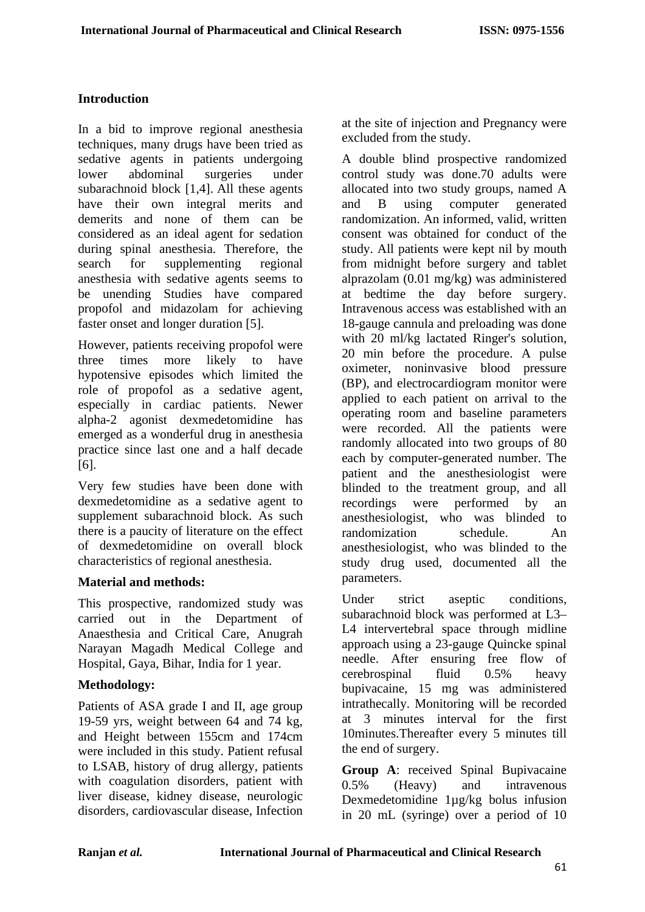## Introduction

In a bid to improve regional anesthesia techniques, many drugs have been tried as sedative agents in patients undergoing lower abdominal surgeries under subarachnoid block [1,4]. All these agents have their own integral merits and demerits and none of them can be considered as an ideal agent for sedation during spinal anesthesia. Therefore, the search for supplementing regional anesthesia with sedative agents seems to be unending Studies have compared propofol and midazolam for achieving faster onset and longer duration [5].

However, patients receiving propofol were three times more likely to have hypotensive episodes which limited the role of propofol as a sedative agent, especially in cardiac patients. Newer alpha-2 agonist dexmedetomidine has emerged as a wonderful drug in anesthesia practice since last one and a half decade [6].

Very few studies have been done with dexmedetomidine as a sedative agent to supplement subarachnoid block. As such there is a paucity of literature on the effect of dexmedetomidine on overall block characteristics of regional anesthesia.

## Material and methods:

This prospective, randomized study was carried out in the Department of Anaesthesia and Critical Care, Anugrah Narayan Magadh Medical College and Hospital, Gaya, Bihar, India for 1 year.

### Methodology:

Patients of ASA grade I and II, age group 19-59 yrs, weight between 64 and 74 kg, and Height between 155cm and 174cm were included in this study. Patient refusal to LSAB, history of drug allergy, patients with coagulation disorders, patient with liver disease, kidney disease, neurologic disorders, cardiovascular disease, Infection at the site of injection and Pregnancy were excluded from the study.

A double blind prospective randomized control study was done.70 adults were allocated into two study groups, named A and B using computer generated randomization. An informed, valid, written consent was obtained for conduct of the study. All patients were kept nil by mouth from midnight before surgery and tablet alprazolam (0.01 mg/kg) was administered at bedtime the day before surgery. Intravenous access was established with an 18-gauge cannula and preloading was done with 20 ml/kg lactated Ringer's solution, 20 min before the procedure. A pulse oximeter, noninvasive blood pressure (BP), and electrocardiogram monitor were applied to each patient on arrival to the operating room and baseline parameters were recorded. All the patients were randomly allocated into two groups of 80 each by computer-generated number. The patient and the anesthesiologist were blinded to the treatment group, and all recordings were performed by an anesthesiologist, who was blinded to randomization schedule. An anesthesiologist, who was blinded to the study drug used, documented all the parameters.

Under strict aseptic conditions, subarachnoid block was performed at L3–L4 intervertebral space through midline approach using a 23-gauge Quincke spinal needle. After ensuring free flow of cerebrospinal fluid 0.5% heavy bupivacaine, 15 mg was administered intrathecally. Monitoring will be recorded at 3 minutes interval for the first 10minutes.Thereafter every 5 minutes till the end of surgery.

**Group A**: received Spinal Bupivacaine 0.5% (Heavy) and intravenous Dexmedetomidine 1µg/kg bolus infusion in 20 mL (syringe) over a period of 10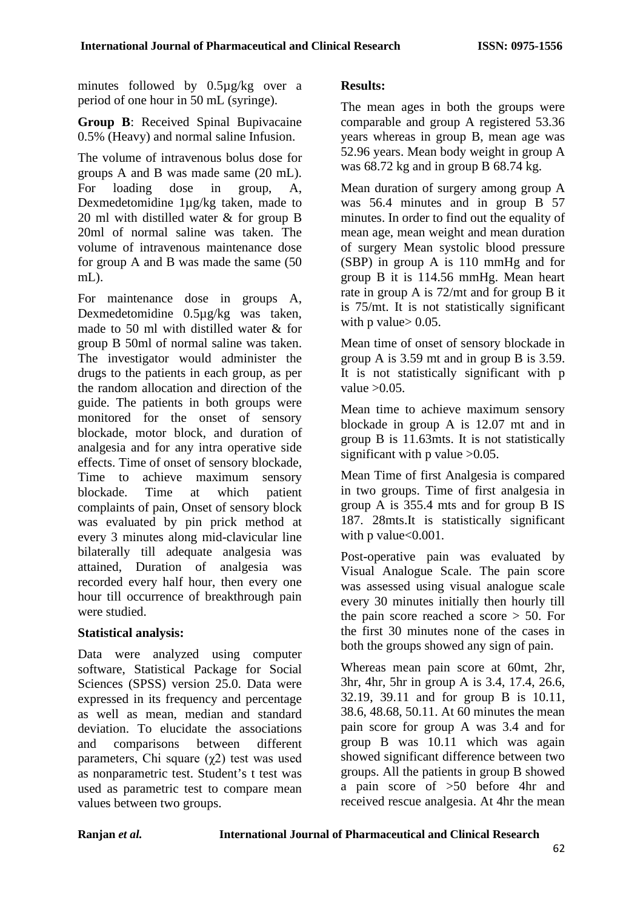minutes followed by 0.5µg/kg over a period of one hour in 50 mL (syringe).

**Group B**: Received Spinal Bupivacaine 0.5% (Heavy) and normal saline Infusion.

The volume of intravenous bolus dose for groups A and B was made same (20 mL). For loading dose in group, A, Dexmedetomidine 1µg/kg taken, made to 20 ml with distilled water & for group B 20ml of normal saline was taken. The volume of intravenous maintenance dose for group A and B was made the same (50 mL).

For maintenance dose in groups A, Dexmedetomidine 0.5µg/kg was taken, made to 50 ml with distilled water & for group B 50ml of normal saline was taken. The investigator would administer the drugs to the patients in each group, as per the random allocation and direction of the guide. The patients in both groups were monitored for the onset of sensory blockade, motor block, and duration of analgesia and for any intra operative side effects. Time of onset of sensory blockade, Time to achieve maximum sensory blockade. Time at which patient complaints of pain, Onset of sensory block was evaluated by pin prick method at every 3 minutes along mid-clavicular line bilaterally till adequate analgesia was attained, Duration of analgesia was recorded every half hour, then every one hour till occurrence of breakthrough pain were studied.

**Statistical analysis:**

Data were analyzed using computer software, Statistical Package for Social Sciences (SPSS) version 25.0. Data were expressed in its frequency and percentage as well as mean, median and standard deviation. To elucidate the associations and comparisons between different parameters, Chi square ($\chi 2$) test was used as nonparametric test. Student's t test was used as parametric test to compare mean values between two groups.

**Results:**

The mean ages in both the groups were comparable and group A registered 53.36 years whereas in group B, mean age was 52.96 years. Mean body weight in group A was 68.72 kg and in group B 68.74 kg.

Mean duration of surgery among group A was 56.4 minutes and in group B 57 minutes. In order to find out the equality of mean age, mean weight and mean duration of surgery Mean systolic blood pressure (SBP) in group A is 110 mmHg and for group B it is 114.56 mmHg. Mean heart rate in group A is 72/mt and for group B it is 75/mt. It is not statistically significant with p value> 0.05.

Mean time of onset of sensory blockade in group A is 3.59 mt and in group B is 3.59. It is not statistically significant with p value >0.05.

Mean time to achieve maximum sensory blockade in group A is 12.07 mt and in group B is 11.63mts. It is not statistically significant with p value >0.05.

Mean Time of first Analgesia is compared in two groups. Time of first analgesia in group A is 355.4 mts and for group B IS 187. 28mts.It is statistically significant with p value<0.001.

Post-operative pain was evaluated by Visual Analogue Scale. The pain score was assessed using visual analogue scale every 30 minutes initially then hourly till the pain score reached a score > 50. For the first 30 minutes none of the cases in both the groups showed any sign of pain.

Whereas mean pain score at 60mt, 2hr, 3hr, 4hr, 5hr in group A is 3.4, 17.4, 26.6, 32.19, 39.11 and for group B is 10.11, 38.6, 48.68, 50.11. At 60 minutes the mean pain score for group A was 3.4 and for group B was 10.11 which was again showed significant difference between two groups. All the patients in group B showed a pain score of >50 before 4hr and received rescue analgesia. At 4hr the mean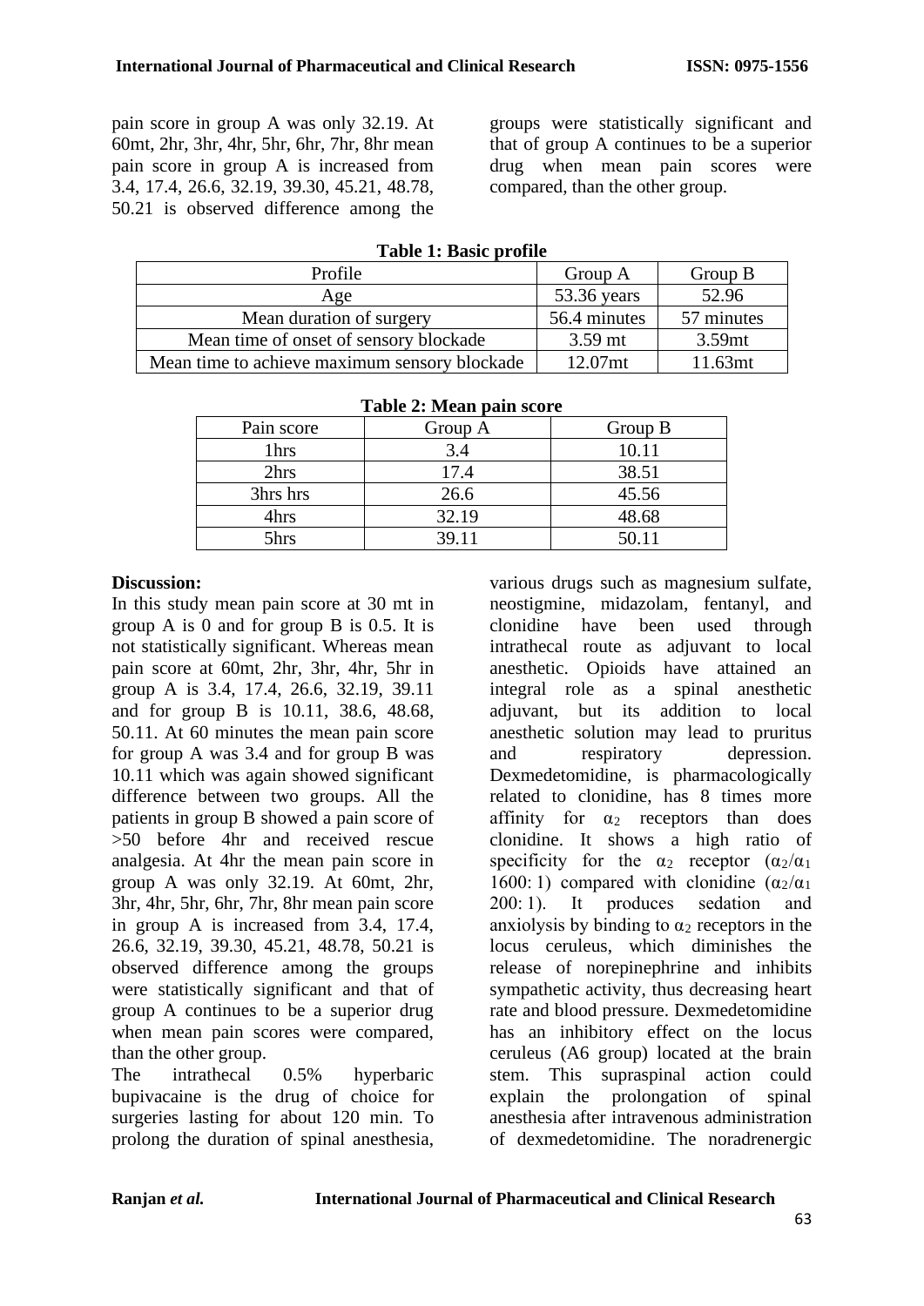pain score in group A was only 32.19. At 60mt, 2hr, 3hr, 4hr, 5hr, 6hr, 7hr, 8hr mean pain score in group A is increased from 3.4, 17.4, 26.6, 32.19, 39.30, 45.21, 48.78, 50.21 is observed difference among the groups were statistically significant and that of group A continues to be a superior drug when mean pain scores were compared, than the other group.

**Table 1: Basic profile**

| Profile | Group A | Group B |
|---|---|---|
| Age | 53.36 years | 52.96 |
| Mean duration of surgery | 56.4 minutes | 57 minutes |
| Mean time of onset of sensory blockade | 3.59 mt | 3.59mt |
| Mean time to achieve maximum sensory blockade | 12.07mt | 11.63mt |

**Table 2: Mean pain score**

| Pain score | Group A | Group B |
|---|---|---|
| 1hrs | 3.4 | 10.11 |
| 2hrs | 17.4 | 38.51 |
| 3hrs hrs | 26.6 | 45.56 |
| 4hrs | 32.19 | 48.68 |
| 5hrs | 39.11 | 50.11 |

**Discussion:**

In this study mean pain score at 30 mt in group A is 0 and for group B is 0.5. It is not statistically significant. Whereas mean pain score at 60mt, 2hr, 3hr, 4hr, 5hr in group A is 3.4, 17.4, 26.6, 32.19, 39.11 and for group B is 10.11, 38.6, 48.68, 50.11. At 60 minutes the mean pain score for group A was 3.4 and for group B was 10.11 which was again showed significant difference between two groups. All the patients in group B showed a pain score of >50 before 4hr and received rescue analgesia. At 4hr the mean pain score in group A was only 32.19. At 60mt, 2hr, 3hr, 4hr, 5hr, 6hr, 7hr, 8hr mean pain score in group A is increased from 3.4, 17.4, 26.6, 32.19, 39.30, 45.21, 48.78, 50.21 is observed difference among the groups were statistically significant and that of group A continues to be a superior drug when mean pain scores were compared, than the other group.

The intrathecal 0.5% hyperbaric bupivacaine is the drug of choice for surgeries lasting for about 120 min. To prolong the duration of spinal anesthesia, various drugs such as magnesium sulfate, neostigmine, midazolam, fentanyl, and clonidine have been used through intrathecal route as adjuvant to local anesthetic. Opioids have attained an integral role as a spinal anesthetic adjuvant, but its addition to local anesthetic solution may lead to pruritus and respiratory depression. Dexmedetomidine, is pharmacologically related to clonidine, has 8 times more affinity for $\alpha_2$ receptors than does clonidine. It shows a high ratio of specificity for the $\alpha_2$ receptor ($\alpha_2/\alpha_1$ 1600: 1) compared with clonidine ($\alpha_2/\alpha_1$ 200: 1). It produces sedation and anxiolysis by binding to $\alpha_2$ receptors in the locus ceruleus, which diminishes the release of norepinephrine and inhibits sympathetic activity, thus decreasing heart rate and blood pressure. Dexmedetomidine has an inhibitory effect on the locus ceruleus (A6 group) located at the brain stem. This supraspinal action could explain the prolongation of spinal anesthesia after intravenous administration of dexmedetomidine. The noradrenergic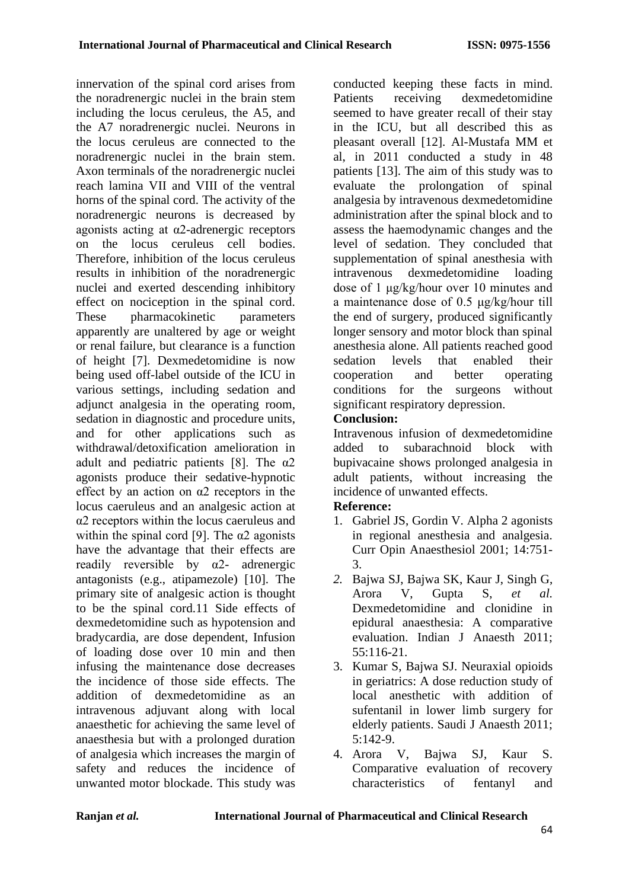innervation of the spinal cord arises from the noradrenergic nuclei in the brain stem including the locus ceruleus, the A5, and the A7 noradrenergic nuclei. Neurons in the locus ceruleus are connected to the noradrenergic nuclei in the brain stem. Axon terminals of the noradrenergic nuclei reach lamina VII and VIII of the ventral horns of the spinal cord. The activity of the noradrenergic neurons is decreased by agonists acting at α2-adrenergic receptors on the locus ceruleus cell bodies. Therefore, inhibition of the locus ceruleus results in inhibition of the noradrenergic nuclei and exerted descending inhibitory effect on nociception in the spinal cord. These pharmacokinetic parameters apparently are unaltered by age or weight or renal failure, but clearance is a function of height [7]. Dexmedetomidine is now being used off-label outside of the ICU in various settings, including sedation and adjunct analgesia in the operating room, sedation in diagnostic and procedure units, and for other applications such as withdrawal/detoxification amelioration in adult and pediatric patients [8]. The α2 agonists produce their sedative-hypnotic effect by an action on α2 receptors in the locus caeruleus and an analgesic action at α2 receptors within the locus caeruleus and within the spinal cord [9]. The α2 agonists have the advantage that their effects are readily reversible by α2- adrenergic antagonists (e.g., atipamezole) [10]. The primary site of analgesic action is thought to be the spinal cord.11 Side effects of dexmedetomidine such as hypotension and bradycardia, are dose dependent, Infusion of loading dose over 10 min and then infusing the maintenance dose decreases the incidence of those side effects. The addition of dexmedetomidine as an intravenous adjuvant along with local anaesthetic for achieving the same level of anaesthesia but with a prolonged duration of analgesia which increases the margin of safety and reduces the incidence of unwanted motor blockade. This study was conducted keeping these facts in mind. Patients receiving dexmedetomidine seemed to have greater recall of their stay in the ICU, but all described this as pleasant overall [12]. Al-Mustafa MM et al, in 2011 conducted a study in 48 patients [13]. The aim of this study was to evaluate the prolongation of spinal analgesia by intravenous dexmedetomidine administration after the spinal block and to assess the haemodynamic changes and the level of sedation. They concluded that supplementation of spinal anesthesia with intravenous dexmedetomidine loading dose of 1 μg/kg/hour over 10 minutes and a maintenance dose of 0.5 μg/kg/hour till the end of surgery, produced significantly longer sensory and motor block than spinal anesthesia alone. All patients reached good sedation levels that enabled their cooperation and better operating conditions for the surgeons without significant respiratory depression.

## Conclusion:

Intravenous infusion of dexmedetomidine added to subarachnoid block with bupivacaine shows prolonged analgesia in adult patients, without increasing the incidence of unwanted effects.

## Reference:

1. Gabriel JS, Gordin V. Alpha 2 agonists in regional anesthesia and analgesia. Curr Opin Anaesthesiol 2001; 14:751-3.
2. Bajwa SJ, Bajwa SK, Kaur J, Singh G, Arora V, Gupta S, *et al.* Dexmedetomidine and clonidine in epidural anaesthesia: A comparative evaluation. Indian J Anaesth 2011; 55:116-21.
3. Kumar S, Bajwa SJ. Neuraxial opioids in geriatrics: A dose reduction study of local anesthetic with addition of sufentanil in lower limb surgery for elderly patients. Saudi J Anaesth 2011; 5:142-9.
4. Arora V, Bajwa SJ, Kaur S. Comparative evaluation of recovery characteristics of fentanyl and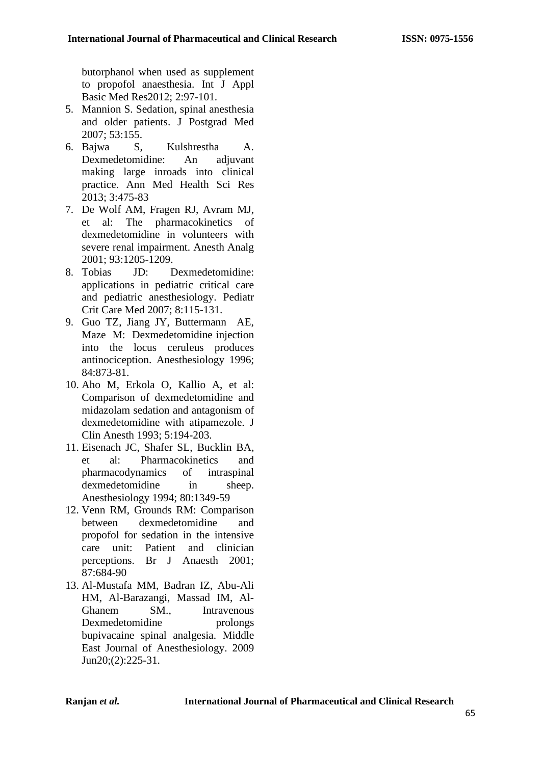butorphanol when used as supplement to propofol anaesthesia. Int J Appl Basic Med Res2012; 2:97-101.

5. Mannion S. Sedation, spinal anesthesia and older patients. J Postgrad Med 2007; 53:155.
6. Bajwa S, Kulshrestha A. Dexmedetomidine: An adjuvant making large inroads into clinical practice. Ann Med Health Sci Res 2013; 3:475-83
7. De Wolf AM, Fragen RJ, Avram MJ, et al: The pharmacokinetics of dexmedetomidine in volunteers with severe renal impairment. Anesth Analg 2001; 93:1205-1209.
8. Tobias JD: Dexmedetomidine: applications in pediatric critical care and pediatric anesthesiology. Pediatr Crit Care Med 2007; 8:115-131.
9. Guo TZ, Jiang JY, Buttermann AE, Maze M: Dexmedetomidine injection into the locus ceruleus produces antinociception. Anesthesiology 1996; 84:873-81.
10. Aho M, Erkola O, Kallio A, et al: Comparison of dexmedetomidine and midazolam sedation and antagonism of dexmedetomidine with atipamezole. J Clin Anesth 1993; 5:194-203.
11. Eisenach JC, Shafer SL, Bucklin BA, et al: Pharmacokinetics and pharmacodynamics of intraspinal dexmedetomidine in sheep. Anesthesiology 1994; 80:1349-59
12. Venn RM, Grounds RM: Comparison between dexmedetomidine and propofol for sedation in the intensive care unit: Patient and clinician perceptions. Br J Anaesth 2001; 87:684-90
13. Al-Mustafa MM, Badran IZ, Abu-Ali HM, Al-Barazangi, Massad IM, Al-Ghanem SM., Intravenous Dexmedetomidine prolongs bupivacaine spinal analgesia. Middle East Journal of Anesthesiology. 2009 Jun20;(2):225-31.